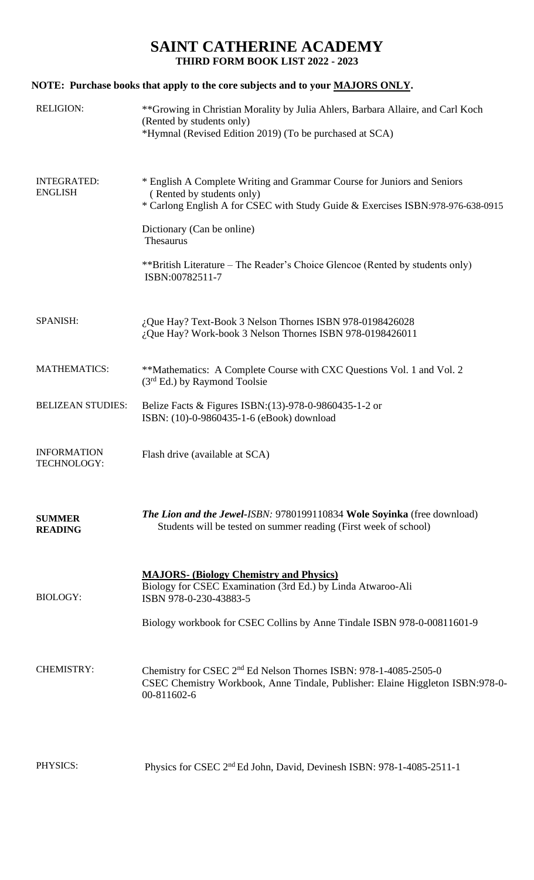# SAINT CATHERINE ACADEMY

## THIRD FORM BOOK LIST 2022 - 2023

**NOTE: Purchase books that apply to the core subjects and to your MAJORS ONLY.**

| | |
|---|---|
| RELIGION: | **Growing in Christian Morality by Julia Ahlers, Barbara Allaire, and Carl Koch (Rented by students only)<br>*Hymnal (Revised Edition 2019) (To be purchased at SCA) |
| INTEGRATED: ENGLISH | * English A Complete Writing and Grammar Course for Juniors and Seniors (Rented by students only)<br>* Carlong English A for CSEC with Study Guide & Exercises ISBN:978-976-638-0915<br><br>Dictionary (Can be online)<br>Thesaurus<br><br>**British Literature – The Reader's Choice Glencoe (Rented by students only) ISBN:00782511-7 |
| SPANISH: | ¿Que Hay? Text-Book 3 Nelson Thornes ISBN 978-0198426028<br>¿Que Hay? Work-book 3 Nelson Thornes ISBN 978-0198426011 |
| MATHEMATICS: | **Mathematics: A Complete Course with CXC Questions Vol. 1 and Vol. 2 (3rd Ed.) by Raymond Toolsie |
| BELIZEAN STUDIES: | Belize Facts & Figures ISBN:(13)-978-0-9860435-1-2 or<br>ISBN: (10)-0-9860435-1-6 (eBook) download |
| INFORMATION TECHNOLOGY: | Flash drive (available at SCA) |
| **SUMMER READING** | ***The Lion and the Jewel****-ISBN:* 9780199110834 **Wole Soyinka** (free download)<br>Students will be tested on summer reading (First week of school) |
| | **MAJORS- (Biology Chemistry and Physics)** |
| BIOLOGY: | Biology for CSEC Examination (3rd Ed.) by Linda Atwaroo-Ali ISBN 978-0-230-43883-5<br><br>Biology workbook for CSEC Collins by Anne Tindale ISBN 978-0-00811601-9 |
| CHEMISTRY: | Chemistry for CSEC 2nd Ed Nelson Thornes ISBN: 978-1-4085-2505-0<br>CSEC Chemistry Workbook, Anne Tindale, Publisher: Elaine Higgleton ISBN:978-0-00-811602-6 |
| PHYSICS: | Physics for CSEC 2nd Ed John, David, Devinesh ISBN: 978-1-4085-2511-1 |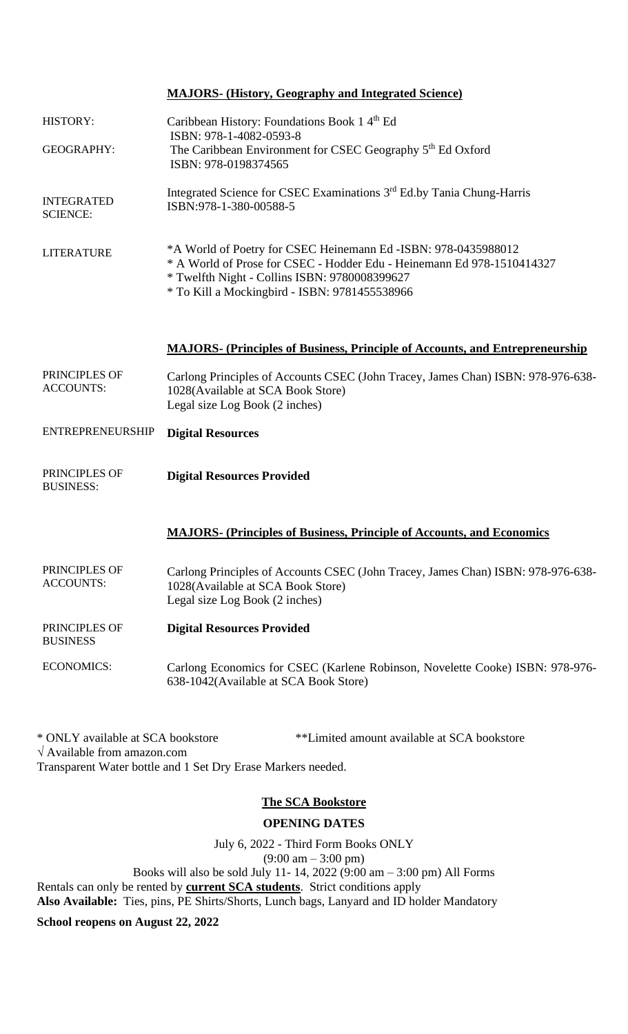## MAJORS- (History, Geography and Integrated Science)

| | |
|---|---|
| HISTORY: | Caribbean History: Foundations Book 1 4th Ed<br>ISBN: 978-1-4082-0593-8 |
| GEOGRAPHY: | The Caribbean Environment for CSEC Geography 5th Ed Oxford<br>ISBN: 978-0198374565 |
| INTEGRATED SCIENCE: | Integrated Science for CSEC Examinations 3rd Ed.by Tania Chung-Harris<br>ISBN:978-1-380-00588-5 |
| LITERATURE | *A World of Poetry for CSEC Heinemann Ed -ISBN: 978-0435988012<br>* A World of Prose for CSEC - Hodder Edu - Heinemann Ed 978-1510414327<br>* Twelfth Night - Collins ISBN: 9780008399627<br>* To Kill a Mockingbird - ISBN: 9781455538966 |

## MAJORS- (Principles of Business, Principle of Accounts, and Entrepreneurship

| | |
|---|---|
| PRINCIPLES OF ACCOUNTS: | Carlong Principles of Accounts CSEC (John Tracey, James Chan) ISBN: 978-976-638-1028(Available at SCA Book Store)<br>Legal size Log Book (2 inches) |
| ENTREPRENEURSHIP | **Digital Resources** |
| PRINCIPLES OF BUSINESS: | **Digital Resources Provided** |

## MAJORS- (Principles of Business, Principle of Accounts, and Economics

| | |
|---|---|
| PRINCIPLES OF ACCOUNTS: | Carlong Principles of Accounts CSEC (John Tracey, James Chan) ISBN: 978-976-638-1028(Available at SCA Book Store)<br>Legal size Log Book (2 inches) |
| PRINCIPLES OF BUSINESS | **Digital Resources Provided** |
| ECONOMICS: | Carlong Economics for CSEC (Karlene Robinson, Novelette Cooke) ISBN: 978-976-638-1042(Available at SCA Book Store) |

\* ONLY available at SCA bookstore **Limited amount available at SCA bookstore
√ Available from amazon.com
Transparent Water bottle and 1 Set Dry Erase Markers needed.

**The SCA Bookstore**

**OPENING DATES**

July 6, 2022 - Third Form Books ONLY
(9:00 am – 3:00 pm)
Books will also be sold July 11- 14, 2022 (9:00 am – 3:00 pm) All Forms
Rentals can only be rented by **current SCA students**. Strict conditions apply
**Also Available:** Ties, pins, PE Shirts/Shorts, Lunch bags, Lanyard and ID holder Mandatory

**School reopens on August 22, 2022**